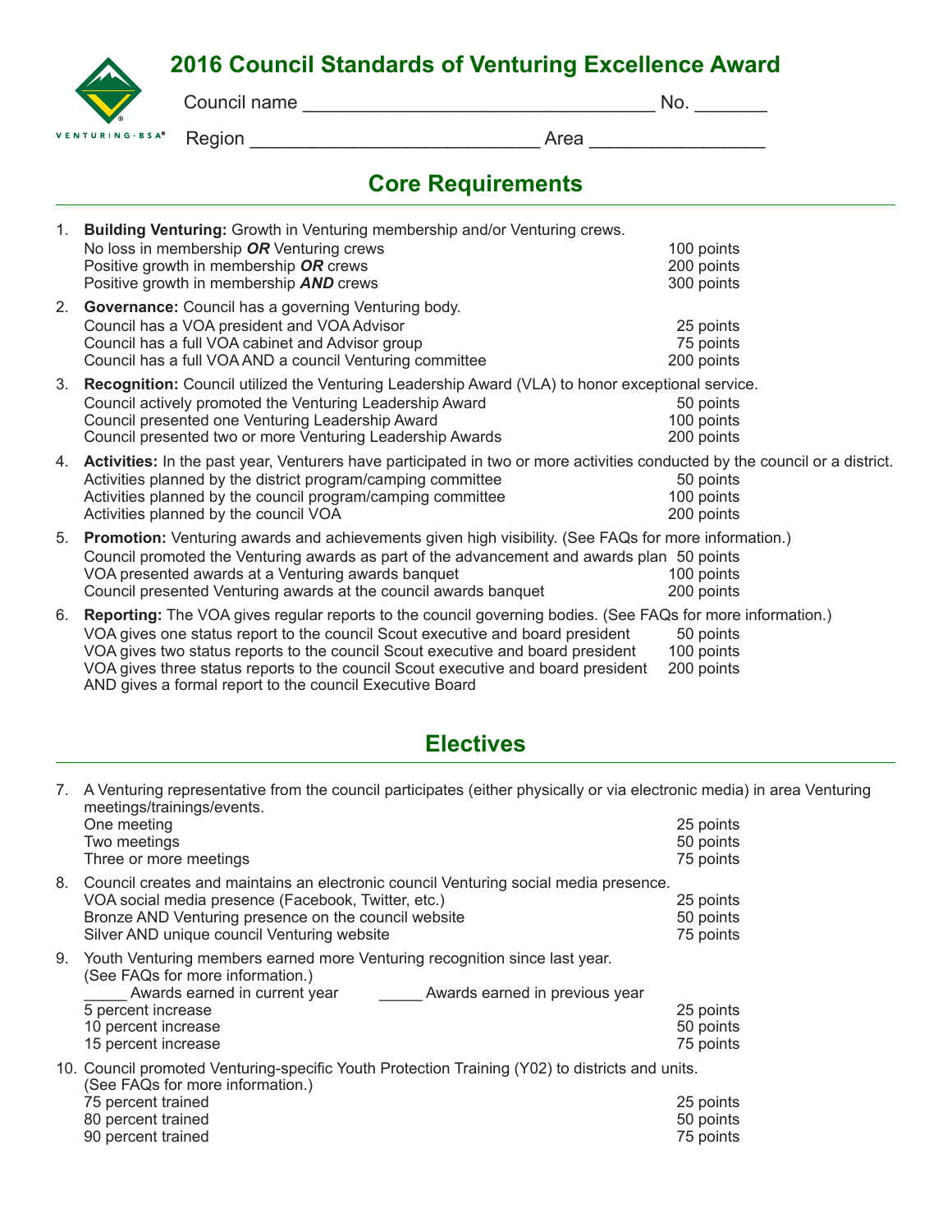# 2016 Council Standards of Venturing Excellence Award

Council name _________________________________ No. _______

Region ___________________________ Area ________________

## Core Requirements

1. **Building Venturing:** Growth in Venturing membership and/or Venturing crews.
   - No loss in membership ***OR*** Venturing crews — 100 points
   - Positive growth in membership ***OR*** crews — 200 points
   - Positive growth in membership ***AND*** crews — 300 points

2. **Governance:** Council has a governing Venturing body.
   - Council has a VOA president and VOA Advisor — 25 points
   - Council has a full VOA cabinet and Advisor group — 75 points
   - Council has a full VOA AND a council Venturing committee — 200 points

3. **Recognition:** Council utilized the Venturing Leadership Award (VLA) to honor exceptional service.
   - Council actively promoted the Venturing Leadership Award — 50 points
   - Council presented one Venturing Leadership Award — 100 points
   - Council presented two or more Venturing Leadership Awards — 200 points

4. **Activities:** In the past year, Venturers have participated in two or more activities conducted by the council or a district.
   - Activities planned by the district program/camping committee — 50 points
   - Activities planned by the council program/camping committee — 100 points
   - Activities planned by the council VOA — 200 points

5. **Promotion:** Venturing awards and achievements given high visibility. (See FAQs for more information.)
   - Council promoted the Venturing awards as part of the advancement and awards plan — 50 points
   - VOA presented awards at a Venturing awards banquet — 100 points
   - Council presented Venturing awards at the council awards banquet — 200 points

6. **Reporting:** The VOA gives regular reports to the council governing bodies. (See FAQs for more information.)
   - VOA gives one status report to the council Scout executive and board president — 50 points
   - VOA gives two status reports to the council Scout executive and board president — 100 points
   - VOA gives three status reports to the council Scout executive and board president AND gives a formal report to the council Executive Board — 200 points

## Electives

7. A Venturing representative from the council participates (either physically or via electronic media) in area Venturing meetings/trainings/events.
   - One meeting — 25 points
   - Two meetings — 50 points
   - Three or more meetings — 75 points

8. Council creates and maintains an electronic council Venturing social media presence.
   - VOA social media presence (Facebook, Twitter, etc.) — 25 points
   - Bronze AND Venturing presence on the council website — 50 points
   - Silver AND unique council Venturing website — 75 points

9. Youth Venturing members earned more Venturing recognition since last year. (See FAQs for more information.)

   _____ Awards earned in current year     _____ Awards earned in previous year
   - 5 percent increase — 25 points
   - 10 percent increase — 50 points
   - 15 percent increase — 75 points

10. Council promoted Venturing-specific Youth Protection Training (Y02) to districts and units. (See FAQs for more information.)
    - 75 percent trained — 25 points
    - 80 percent trained — 50 points
    - 90 percent trained — 75 points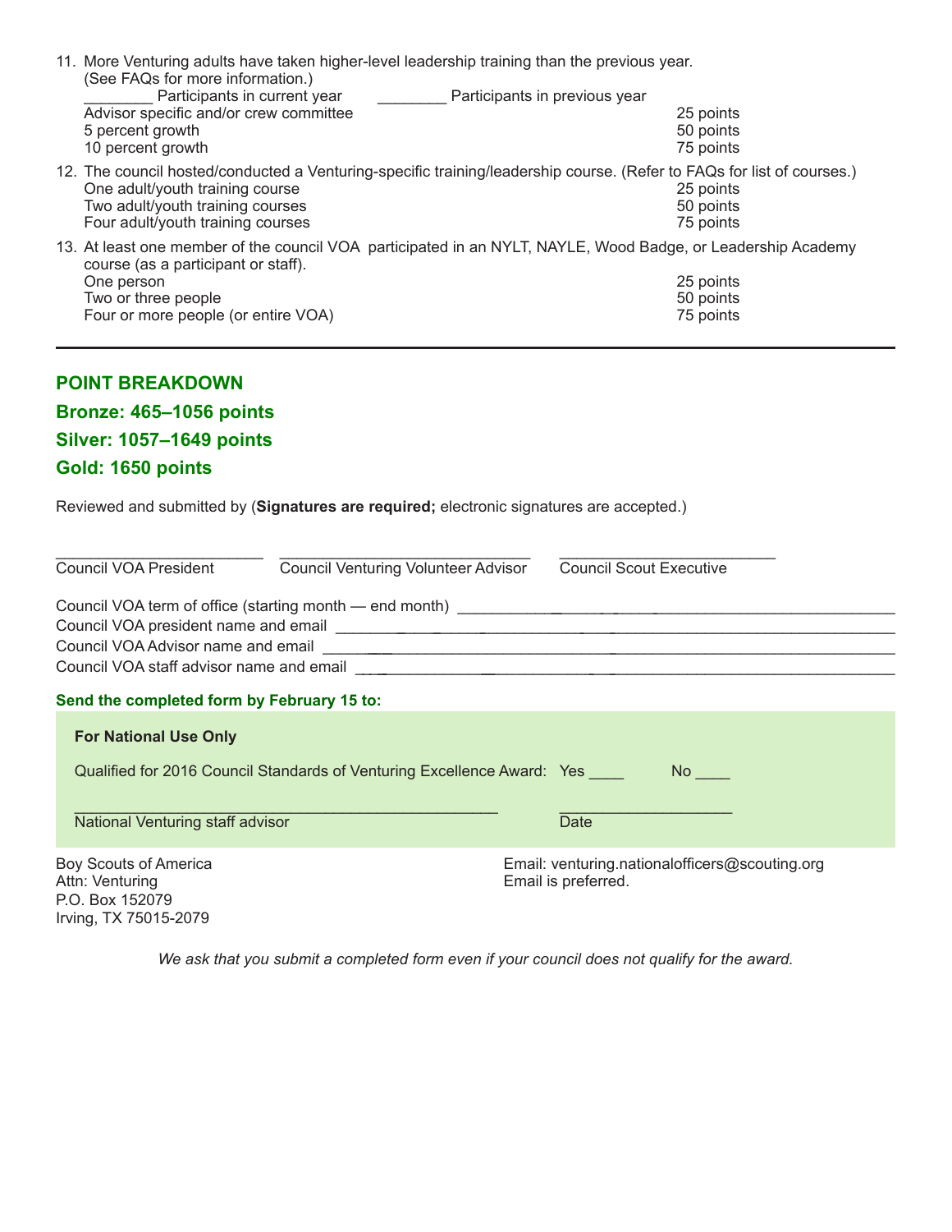11. More Venturing adults have taken higher-level leadership training than the previous year. (See FAQs for more information.)

    ________ Participants in current year ________ Participants in previous year

    Advisor specific and/or crew committee 25 points
    5 percent growth 50 points
    10 percent growth 75 points

12. The council hosted/conducted a Venturing-specific training/leadership course. (Refer to FAQs for list of courses.)

    One adult/youth training course 25 points
    Two adult/youth training courses 50 points
    Four adult/youth training courses 75 points

13. At least one member of the council VOA participated in an NYLT, NAYLE, Wood Badge, or Leadership Academy course (as a participant or staff).

    One person 25 points
    Two or three people 50 points
    Four or more people (or entire VOA) 75 points

---

## POINT BREAKDOWN

**Bronze: 465–1056 points**

**Silver: 1057–1649 points**

**Gold: 1650 points**

Reviewed and submitted by (**Signatures are required;** electronic signatures are accepted.)

________________________ Council VOA President

________________________ Council Venturing Volunteer Advisor

________________________ Council Scout Executive

Council VOA term of office (starting month — end month) ________________________

Council VOA president name and email ________________________

Council VOA Advisor name and email ________________________

Council VOA staff advisor name and email ________________________

**Send the completed form by February 15 to:**

**For National Use Only**

Qualified for 2016 Council Standards of Venturing Excellence Award: Yes ____ No ____

________________________ National Venturing staff advisor

________________________ Date

Boy Scouts of America
Attn: Venturing
P.O. Box 152079
Irving, TX 75015-2079

Email: venturing.nationalofficers@scouting.org
Email is preferred.

*We ask that you submit a completed form even if your council does not qualify for the award.*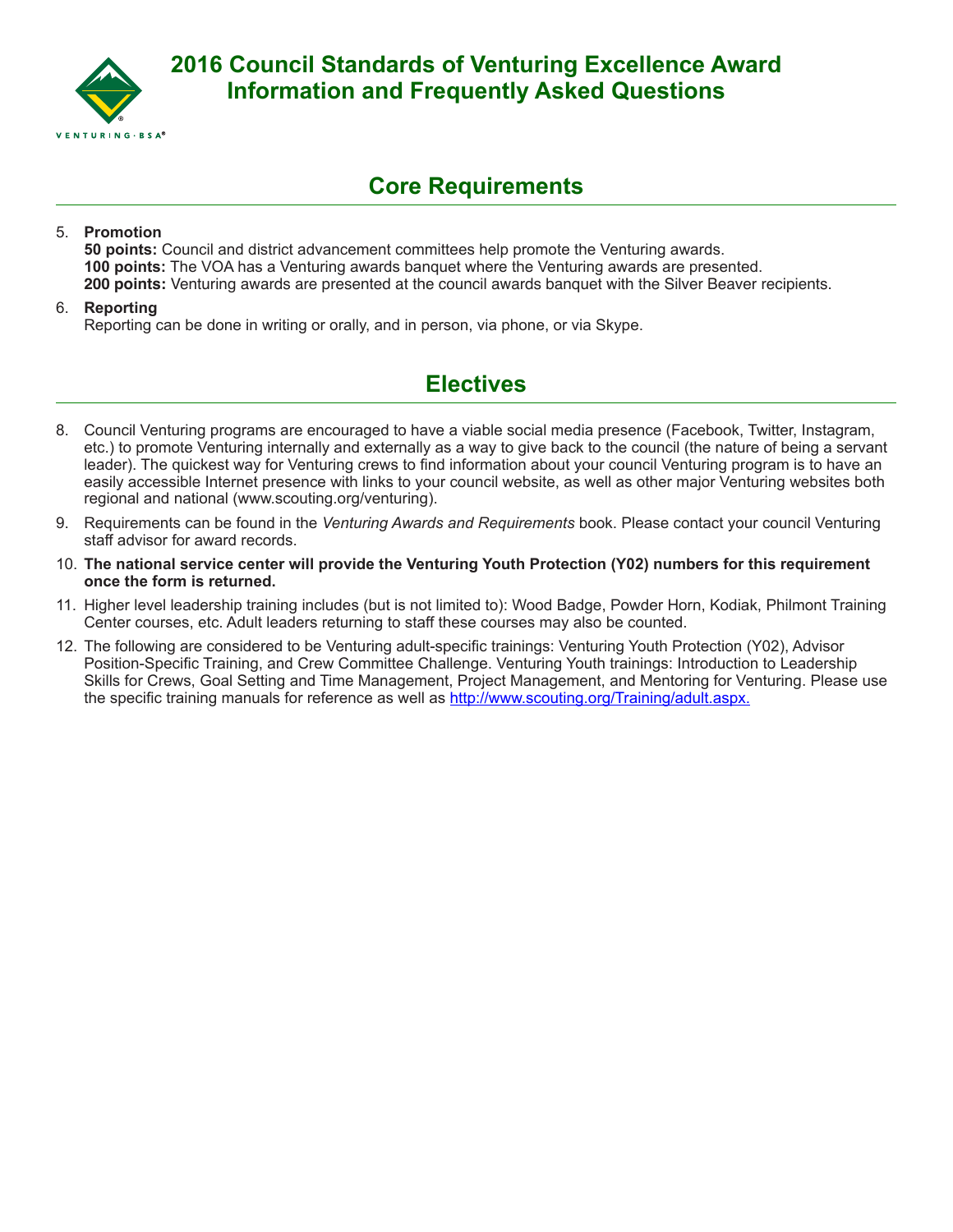# 2016 Council Standards of Venturing Excellence Award Information and Frequently Asked Questions

## Core Requirements

5. **Promotion**
   **50 points:** Council and district advancement committees help promote the Venturing awards.
   **100 points:** The VOA has a Venturing awards banquet where the Venturing awards are presented.
   **200 points:** Venturing awards are presented at the council awards banquet with the Silver Beaver recipients.

6. **Reporting**
   Reporting can be done in writing or orally, and in person, via phone, or via Skype.

## Electives

8. Council Venturing programs are encouraged to have a viable social media presence (Facebook, Twitter, Instagram, etc.) to promote Venturing internally and externally as a way to give back to the council (the nature of being a servant leader). The quickest way for Venturing crews to find information about your council Venturing program is to have an easily accessible Internet presence with links to your council website, as well as other major Venturing websites both regional and national (www.scouting.org/venturing).

9. Requirements can be found in the *Venturing Awards and Requirements* book. Please contact your council Venturing staff advisor for award records.

10. **The national service center will provide the Venturing Youth Protection (Y02) numbers for this requirement once the form is returned.**

11. Higher level leadership training includes (but is not limited to): Wood Badge, Powder Horn, Kodiak, Philmont Training Center courses, etc. Adult leaders returning to staff these courses may also be counted.

12. The following are considered to be Venturing adult-specific trainings: Venturing Youth Protection (Y02), Advisor Position-Specific Training, and Crew Committee Challenge. Venturing Youth trainings: Introduction to Leadership Skills for Crews, Goal Setting and Time Management, Project Management, and Mentoring for Venturing. Please use the specific training manuals for reference as well as http://www.scouting.org/Training/adult.aspx.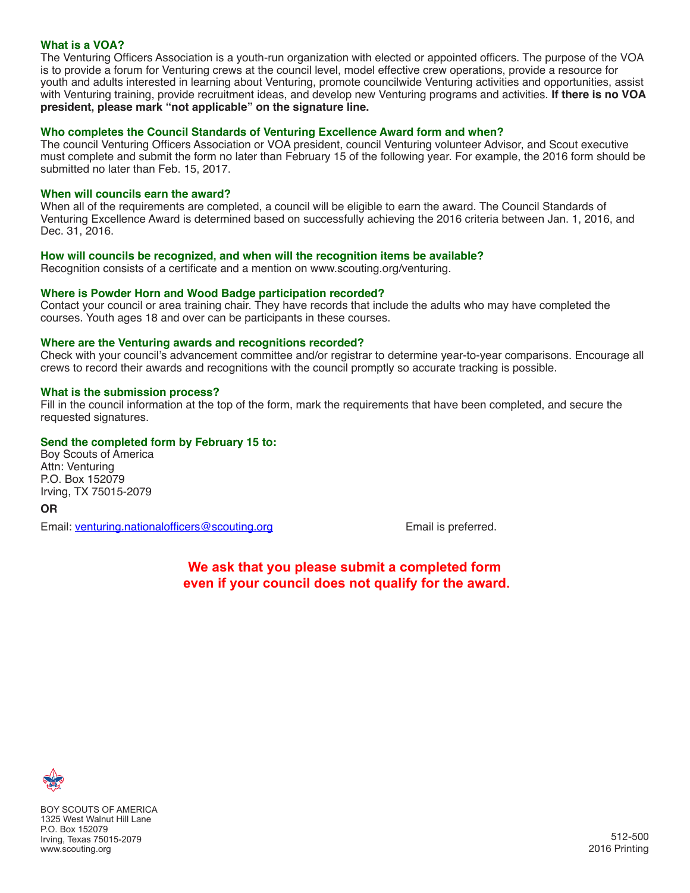### What is a VOA?

The Venturing Officers Association is a youth-run organization with elected or appointed officers. The purpose of the VOA is to provide a forum for Venturing crews at the council level, model effective crew operations, provide a resource for youth and adults interested in learning about Venturing, promote councilwide Venturing activities and opportunities, assist with Venturing training, provide recruitment ideas, and develop new Venturing programs and activities. **If there is no VOA president, please mark "not applicable" on the signature line.**

### Who completes the Council Standards of Venturing Excellence Award form and when?

The council Venturing Officers Association or VOA president, council Venturing volunteer Advisor, and Scout executive must complete and submit the form no later than February 15 of the following year. For example, the 2016 form should be submitted no later than Feb. 15, 2017.

### When will councils earn the award?

When all of the requirements are completed, a council will be eligible to earn the award. The Council Standards of Venturing Excellence Award is determined based on successfully achieving the 2016 criteria between Jan. 1, 2016, and Dec. 31, 2016.

### How will councils be recognized, and when will the recognition items be available?

Recognition consists of a certificate and a mention on www.scouting.org/venturing.

### Where is Powder Horn and Wood Badge participation recorded?

Contact your council or area training chair. They have records that include the adults who may have completed the courses. Youth ages 18 and over can be participants in these courses.

### Where are the Venturing awards and recognitions recorded?

Check with your council's advancement committee and/or registrar to determine year-to-year comparisons. Encourage all crews to record their awards and recognitions with the council promptly so accurate tracking is possible.

### What is the submission process?

Fill in the council information at the top of the form, mark the requirements that have been completed, and secure the requested signatures.

### Send the completed form by February 15 to:

Boy Scouts of America
Attn: Venturing
P.O. Box 152079
Irving, TX 75015-2079

**OR**

Email: venturing.nationalofficers@scouting.org

Email is preferred.

**We ask that you please submit a completed form even if your council does not qualify for the award.**

BOY SCOUTS OF AMERICA
1325 West Walnut Hill Lane
P.O. Box 152079
Irving, Texas 75015-2079
www.scouting.org

512-500
2016 Printing